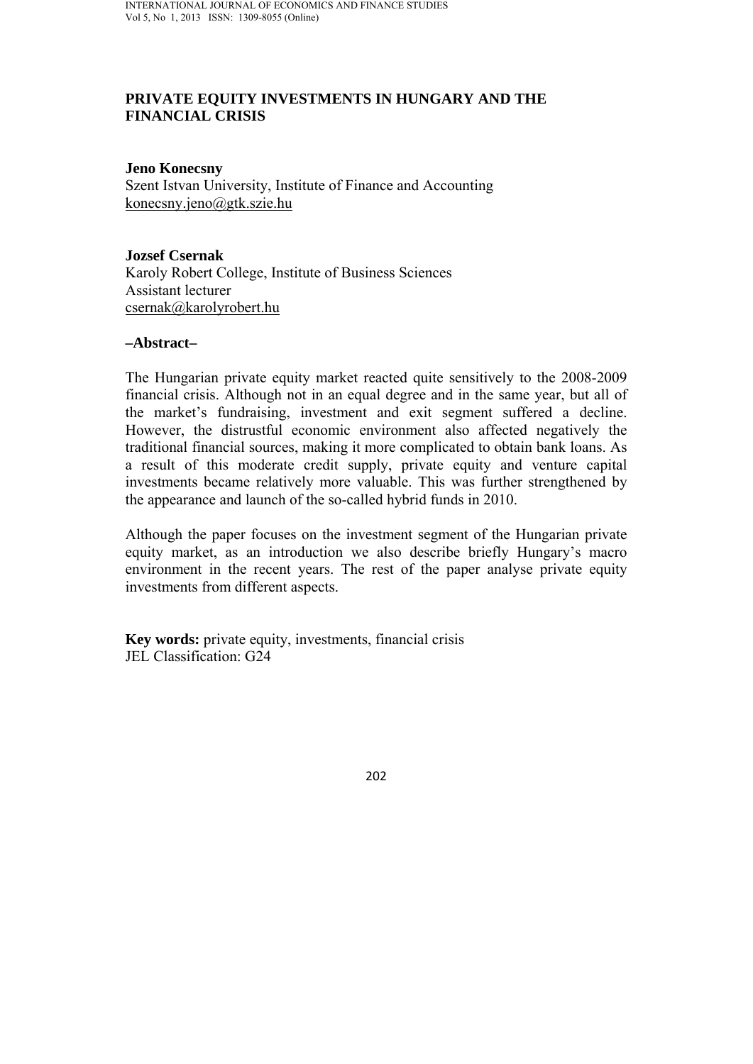# PRIVATE EQUITY INVESTMENTS IN HUNGARY AND THE FINANCIAL CRISIS

**Jeno Konecsny**
Szent Istvan University, Institute of Finance and Accounting
konecsny.jeno@gtk.szie.hu

**Jozsef Csernak**
Karoly Robert College, Institute of Business Sciences
Assistant lecturer
csernak@karolyrobert.hu

## –Abstract–

The Hungarian private equity market reacted quite sensitively to the 2008-2009 financial crisis. Although not in an equal degree and in the same year, but all of the market's fundraising, investment and exit segment suffered a decline. However, the distrustful economic environment also affected negatively the traditional financial sources, making it more complicated to obtain bank loans. As a result of this moderate credit supply, private equity and venture capital investments became relatively more valuable. This was further strengthened by the appearance and launch of the so-called hybrid funds in 2010.

Although the paper focuses on the investment segment of the Hungarian private equity market, as an introduction we also describe briefly Hungary's macro environment in the recent years. The rest of the paper analyse private equity investments from different aspects.

**Key words:** private equity, investments, financial crisis
JEL Classification: G24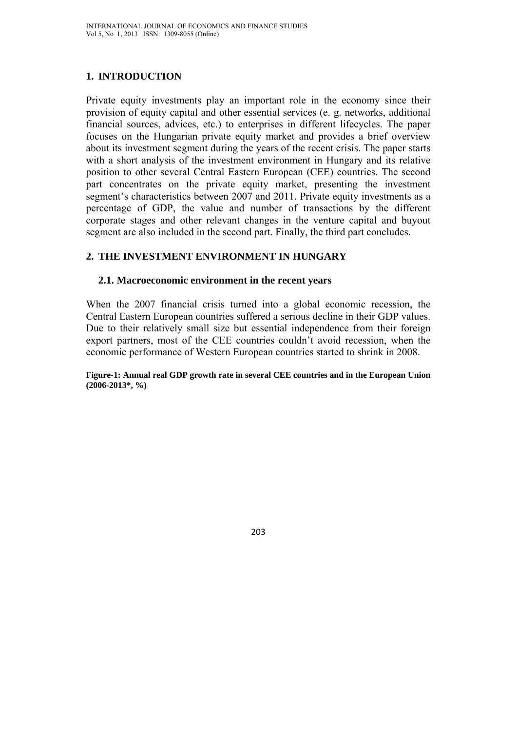## 1. INTRODUCTION

Private equity investments play an important role in the economy since their provision of equity capital and other essential services (e. g. networks, additional financial sources, advices, etc.) to enterprises in different lifecycles. The paper focuses on the Hungarian private equity market and provides a brief overview about its investment segment during the years of the recent crisis. The paper starts with a short analysis of the investment environment in Hungary and its relative position to other several Central Eastern European (CEE) countries. The second part concentrates on the private equity market, presenting the investment segment's characteristics between 2007 and 2011. Private equity investments as a percentage of GDP, the value and number of transactions by the different corporate stages and other relevant changes in the venture capital and buyout segment are also included in the second part. Finally, the third part concludes.

## 2. THE INVESTMENT ENVIRONMENT IN HUNGARY

### 2.1. Macroeconomic environment in the recent years

When the 2007 financial crisis turned into a global economic recession, the Central Eastern European countries suffered a serious decline in their GDP values. Due to their relatively small size but essential independence from their foreign export partners, most of the CEE countries couldn't avoid recession, when the economic performance of Western European countries started to shrink in 2008.

**Figure-1: Annual real GDP growth rate in several CEE countries and in the European Union (2006-2013*, %)**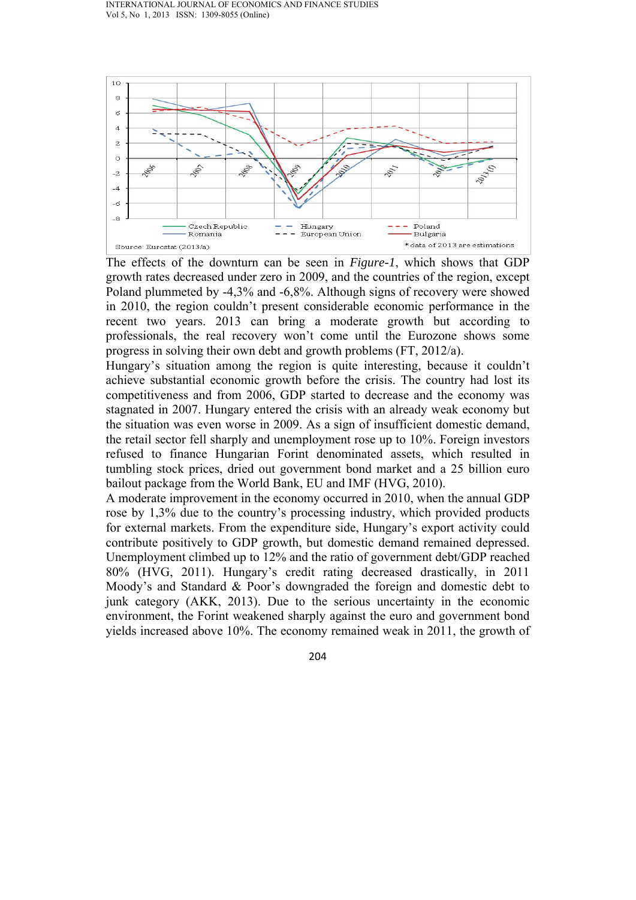The effects of the downturn can be seen in *Figure-1*, which shows that GDP growth rates decreased under zero in 2009, and the countries of the region, except Poland plummeted by -4,3% and -6,8%. Although signs of recovery were showed in 2010, the region couldn't present considerable economic performance in the recent two years. 2013 can bring a moderate growth but according to professionals, the real recovery won't come until the Eurozone shows some progress in solving their own debt and growth problems (FT, 2012/a).

Hungary's situation among the region is quite interesting, because it couldn't achieve substantial economic growth before the crisis. The country had lost its competitiveness and from 2006, GDP started to decrease and the economy was stagnated in 2007. Hungary entered the crisis with an already weak economy but the situation was even worse in 2009. As a sign of insufficient domestic demand, the retail sector fell sharply and unemployment rose up to 10%. Foreign investors refused to finance Hungarian Forint denominated assets, which resulted in tumbling stock prices, dried out government bond market and a 25 billion euro bailout package from the World Bank, EU and IMF (HVG, 2010).

A moderate improvement in the economy occurred in 2010, when the annual GDP rose by 1,3% due to the country's processing industry, which provided products for external markets. From the expenditure side, Hungary's export activity could contribute positively to GDP growth, but domestic demand remained depressed. Unemployment climbed up to 12% and the ratio of government debt/GDP reached 80% (HVG, 2011). Hungary's credit rating decreased drastically, in 2011 Moody's and Standard & Poor's downgraded the foreign and domestic debt to junk category (AKK, 2013). Due to the serious uncertainty in the economic environment, the Forint weakened sharply against the euro and government bond yields increased above 10%. The economy remained weak in 2011, the growth of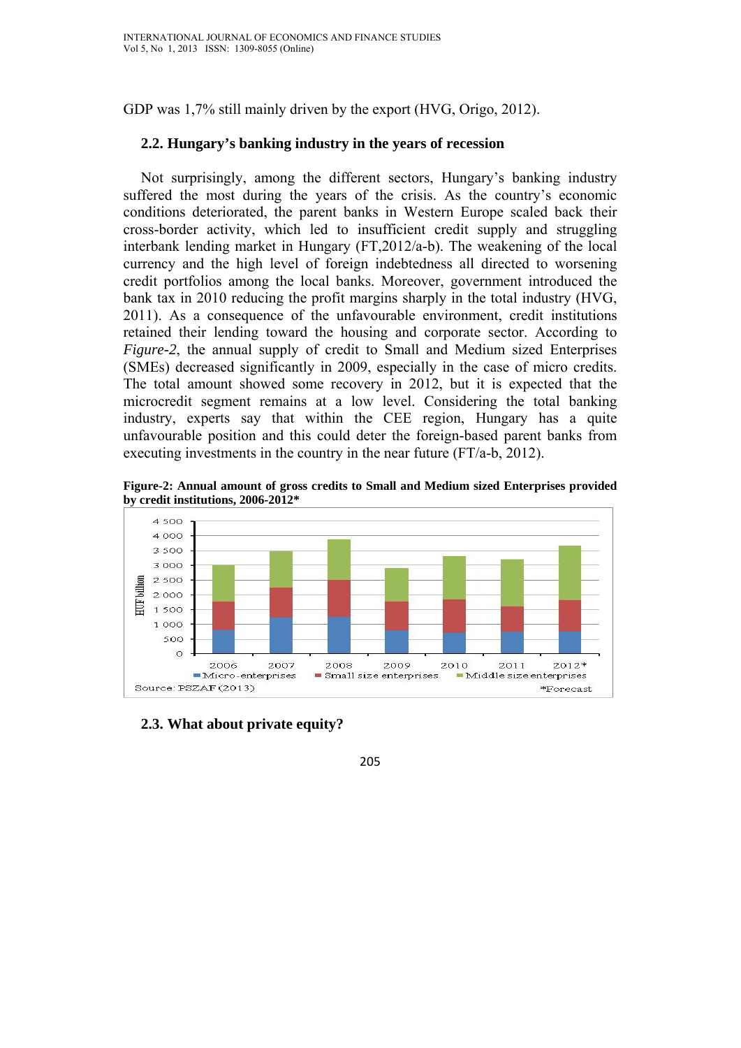GDP was 1,7% still mainly driven by the export (HVG, Origo, 2012).

### 2.2. Hungary's banking industry in the years of recession

Not surprisingly, among the different sectors, Hungary's banking industry suffered the most during the years of the crisis. As the country's economic conditions deteriorated, the parent banks in Western Europe scaled back their cross-border activity, which led to insufficient credit supply and struggling interbank lending market in Hungary (FT,2012/a-b). The weakening of the local currency and the high level of foreign indebtedness all directed to worsening credit portfolios among the local banks. Moreover, government introduced the bank tax in 2010 reducing the profit margins sharply in the total industry (HVG, 2011). As a consequence of the unfavourable environment, credit institutions retained their lending toward the housing and corporate sector. According to *Figure-2*, the annual supply of credit to Small and Medium sized Enterprises (SMEs) decreased significantly in 2009, especially in the case of micro credits. The total amount showed some recovery in 2012, but it is expected that the microcredit segment remains at a low level. Considering the total banking industry, experts say that within the CEE region, Hungary has a quite unfavourable position and this could deter the foreign-based parent banks from executing investments in the country in the near future (FT/a-b, 2012).

**Figure-2: Annual amount of gross credits to Small and Medium sized Enterprises provided by credit institutions, 2006-2012***

Source: PSZAF (2013) *Forecast

### 2.3. What about private equity?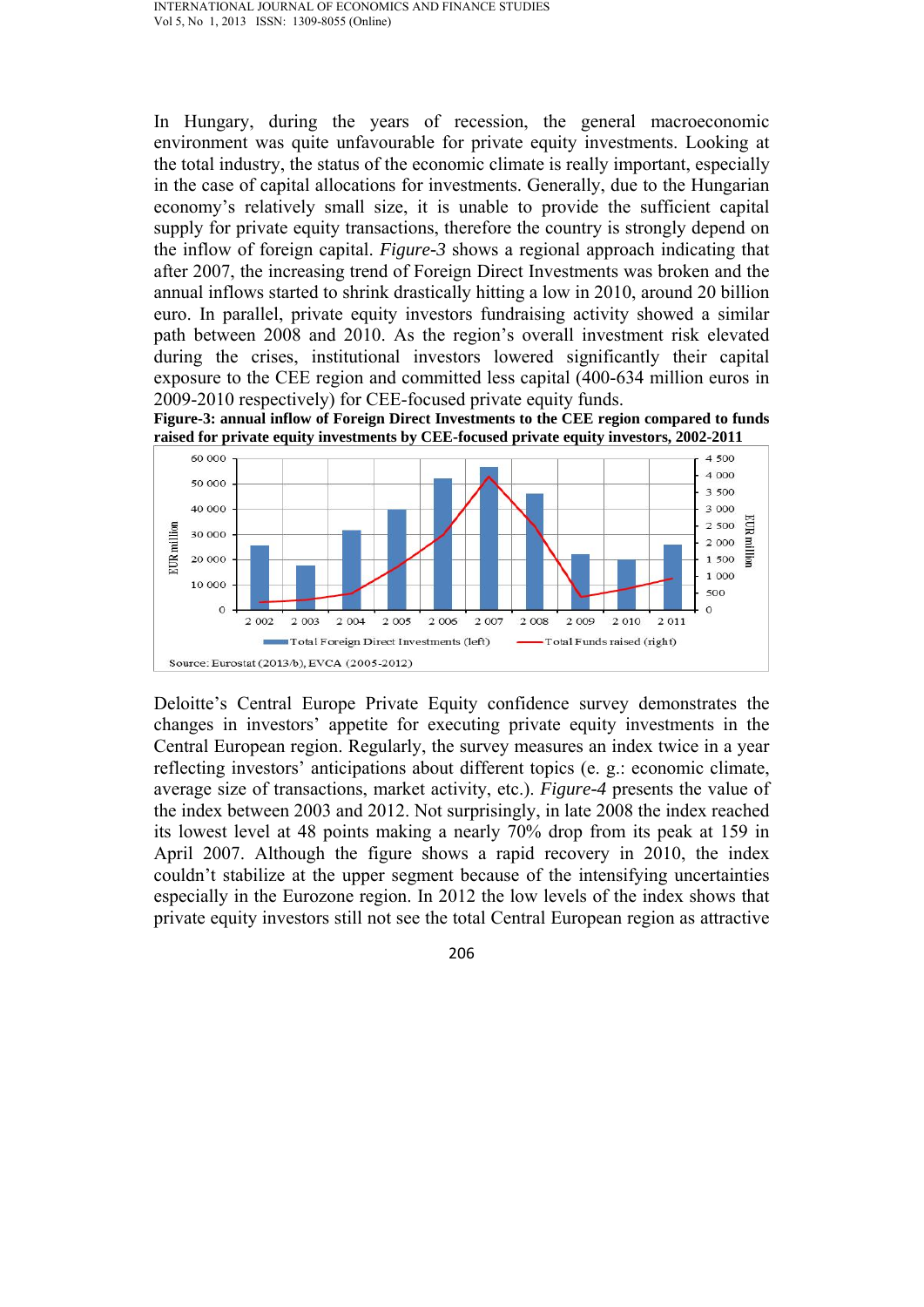In Hungary, during the years of recession, the general macroeconomic environment was quite unfavourable for private equity investments. Looking at the total industry, the status of the economic climate is really important, especially in the case of capital allocations for investments. Generally, due to the Hungarian economy's relatively small size, it is unable to provide the sufficient capital supply for private equity transactions, therefore the country is strongly depend on the inflow of foreign capital. *Figure-3* shows a regional approach indicating that after 2007, the increasing trend of Foreign Direct Investments was broken and the annual inflows started to shrink drastically hitting a low in 2010, around 20 billion euro. In parallel, private equity investors fundraising activity showed a similar path between 2008 and 2010. As the region's overall investment risk elevated during the crises, institutional investors lowered significantly their capital exposure to the CEE region and committed less capital (400-634 million euros in 2009-2010 respectively) for CEE-focused private equity funds.

**Figure-3: annual inflow of Foreign Direct Investments to the CEE region compared to funds raised for private equity investments by CEE-focused private equity investors, 2002-2011**

Source: Eurostat (2013/b), EVCA (2005-2012)

Deloitte's Central Europe Private Equity confidence survey demonstrates the changes in investors' appetite for executing private equity investments in the Central European region. Regularly, the survey measures an index twice in a year reflecting investors' anticipations about different topics (e. g.: economic climate, average size of transactions, market activity, etc.). *Figure-4* presents the value of the index between 2003 and 2012. Not surprisingly, in late 2008 the index reached its lowest level at 48 points making a nearly 70% drop from its peak at 159 in April 2007. Although the figure shows a rapid recovery in 2010, the index couldn't stabilize at the upper segment because of the intensifying uncertainties especially in the Eurozone region. In 2012 the low levels of the index shows that private equity investors still not see the total Central European region as attractive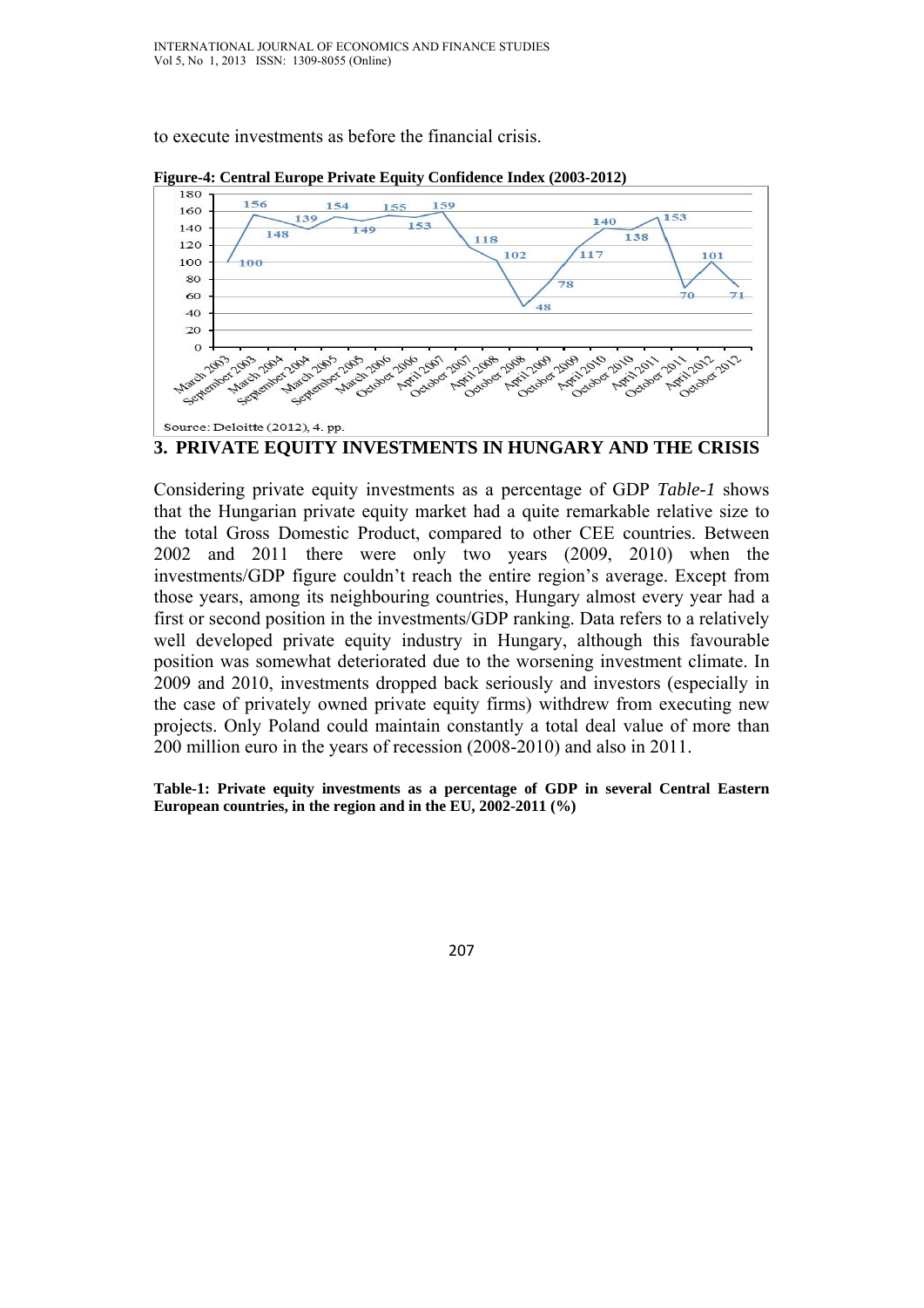to execute investments as before the financial crisis.

**Figure-4: Central Europe Private Equity Confidence Index (2003-2012)**

Source: Deloitte (2012), 4. pp.

## 3. PRIVATE EQUITY INVESTMENTS IN HUNGARY AND THE CRISIS

Considering private equity investments as a percentage of GDP *Table-1* shows that the Hungarian private equity market had a quite remarkable relative size to the total Gross Domestic Product, compared to other CEE countries. Between 2002 and 2011 there were only two years (2009, 2010) when the investments/GDP figure couldn't reach the entire region's average. Except from those years, among its neighbouring countries, Hungary almost every year had a first or second position in the investments/GDP ranking. Data refers to a relatively well developed private equity industry in Hungary, although this favourable position was somewhat deteriorated due to the worsening investment climate. In 2009 and 2010, investments dropped back seriously and investors (especially in the case of privately owned private equity firms) withdrew from executing new projects. Only Poland could maintain constantly a total deal value of more than 200 million euro in the years of recession (2008-2010) and also in 2011.

**Table-1: Private equity investments as a percentage of GDP in several Central Eastern European countries, in the region and in the EU, 2002-2011 (%)**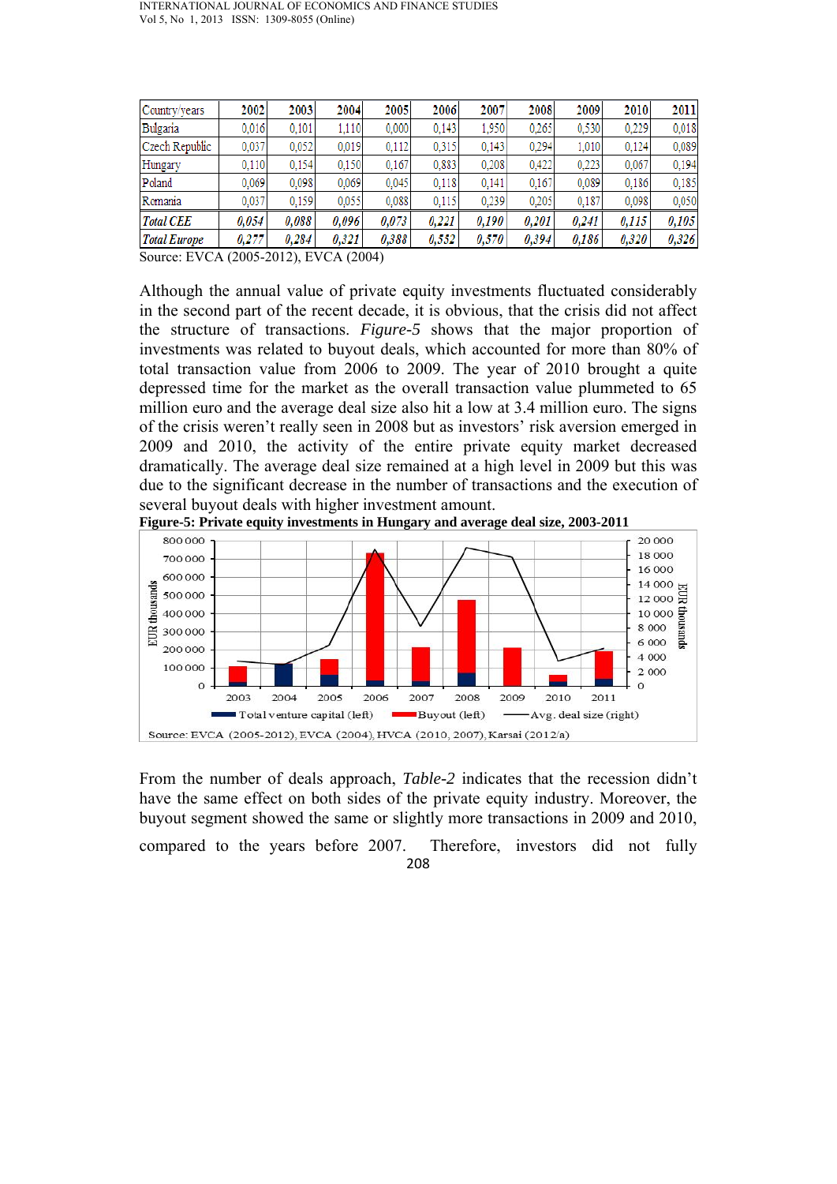| Country/years | 2002 | 2003 | 2004 | 2005 | 2006 | 2007 | 2008 | 2009 | 2010 | 2011 |
|---|---|---|---|---|---|---|---|---|---|---|
| Bulgaria | 0,016 | 0,101 | 1,110 | 0,000 | 0,143 | 1,950 | 0,265 | 0,530 | 0,229 | 0,018 |
| Czech Republic | 0,037 | 0,052 | 0,019 | 0,112 | 0,315 | 0,143 | 0,294 | 1,010 | 0,124 | 0,089 |
| Hungary | 0,110 | 0,154 | 0,150 | 0,167 | 0,883 | 0,208 | 0,422 | 0,223 | 0,067 | 0,194 |
| Poland | 0,069 | 0,098 | 0,069 | 0,045 | 0,118 | 0,141 | 0,167 | 0,089 | 0,186 | 0,185 |
| Romania | 0,037 | 0,159 | 0,055 | 0,088 | 0,115 | 0,239 | 0,205 | 0,187 | 0,098 | 0,050 |
| ***Total CEE*** | ***0,054*** | ***0,088*** | ***0,096*** | ***0,073*** | ***0,221*** | ***0,190*** | ***0,201*** | ***0,241*** | ***0,115*** | ***0,105*** |
| ***Total Europe*** | ***0,277*** | ***0,284*** | ***0,321*** | ***0,388*** | ***0,552*** | ***0,570*** | ***0,394*** | ***0,186*** | ***0,320*** | ***0,326*** |

Source: EVCA (2005-2012), EVCA (2004)

Although the annual value of private equity investments fluctuated considerably in the second part of the recent decade, it is obvious, that the crisis did not affect the structure of transactions. *Figure-5* shows that the major proportion of investments was related to buyout deals, which accounted for more than 80% of total transaction value from 2006 to 2009. The year of 2010 brought a quite depressed time for the market as the overall transaction value plummeted to 65 million euro and the average deal size also hit a low at 3.4 million euro. The signs of the crisis weren't really seen in 2008 but as investors' risk aversion emerged in 2009 and 2010, the activity of the entire private equity market decreased dramatically. The average deal size remained at a high level in 2009 but this was due to the significant decrease in the number of transactions and the execution of several buyout deals with higher investment amount.

**Figure-5: Private equity investments in Hungary and average deal size, 2003-2011**

Source: EVCA (2005-2012), EVCA (2004), HVCA (2010, 2007), Karsai (2012/a)

From the number of deals approach, *Table-2* indicates that the recession didn't have the same effect on both sides of the private equity industry. Moreover, the buyout segment showed the same or slightly more transactions in 2009 and 2010, compared to the years before 2007. Therefore, investors did not fully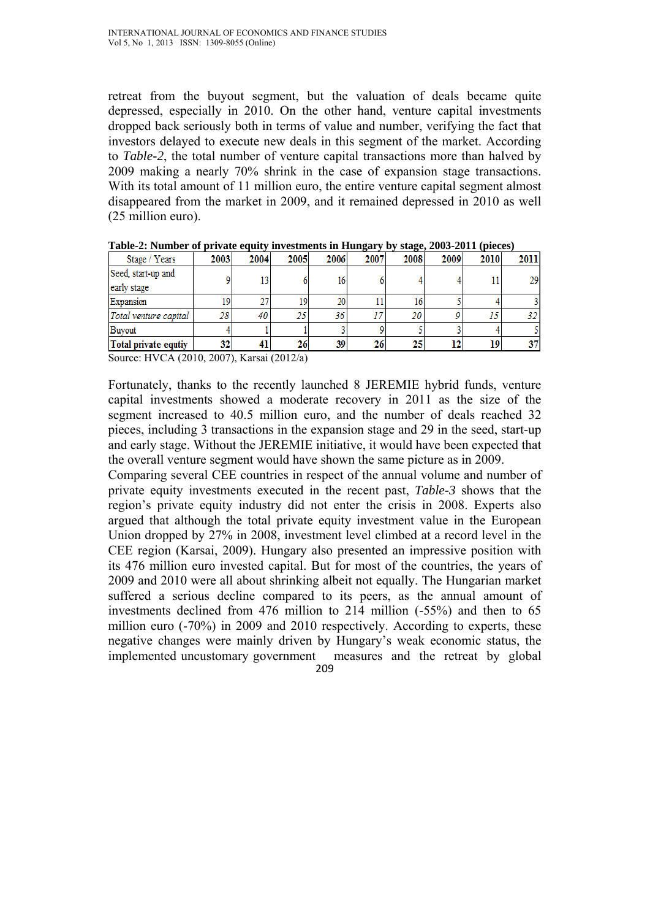retreat from the buyout segment, but the valuation of deals became quite depressed, especially in 2010. On the other hand, venture capital investments dropped back seriously both in terms of value and number, verifying the fact that investors delayed to execute new deals in this segment of the market. According to *Table-2*, the total number of venture capital transactions more than halved by 2009 making a nearly 70% shrink in the case of expansion stage transactions. With its total amount of 11 million euro, the entire venture capital segment almost disappeared from the market in 2009, and it remained depressed in 2010 as well (25 million euro).

**Table-2: Number of private equity investments in Hungary by stage, 2003-2011 (pieces)**

| Stage / Years | 2003 | 2004 | 2005 | 2006 | 2007 | 2008 | 2009 | 2010 | 2011 |
|---|---|---|---|---|---|---|---|---|---|
| Seed, start-up and early stage | 9 | 13 | 6 | 16 | 6 | 4 | 4 | 11 | 29 |
| Expansion | 19 | 27 | 19 | 20 | 11 | 16 | 5 | 4 | 3 |
| *Total venture capital* | *28* | *40* | *25* | *36* | *17* | *20* | *9* | *15* | *32* |
| Buyout | 4 | 1 | 1 | 3 | 9 | 5 | 3 | 4 | 5 |
| **Total private equtiy** | **32** | **41** | **26** | **39** | **26** | **25** | **12** | **19** | **37** |

Source: HVCA (2010, 2007), Karsai (2012/a)

Fortunately, thanks to the recently launched 8 JEREMIE hybrid funds, venture capital investments showed a moderate recovery in 2011 as the size of the segment increased to 40.5 million euro, and the number of deals reached 32 pieces, including 3 transactions in the expansion stage and 29 in the seed, start-up and early stage. Without the JEREMIE initiative, it would have been expected that the overall venture segment would have shown the same picture as in 2009.

Comparing several CEE countries in respect of the annual volume and number of private equity investments executed in the recent past, *Table-3* shows that the region's private equity industry did not enter the crisis in 2008. Experts also argued that although the total private equity investment value in the European Union dropped by 27% in 2008, investment level climbed at a record level in the CEE region (Karsai, 2009). Hungary also presented an impressive position with its 476 million euro invested capital. But for most of the countries, the years of 2009 and 2010 were all about shrinking albeit not equally. The Hungarian market suffered a serious decline compared to its peers, as the annual amount of investments declined from 476 million to 214 million (-55%) and then to 65 million euro (-70%) in 2009 and 2010 respectively. According to experts, these negative changes were mainly driven by Hungary's weak economic status, the implemented uncustomary government measures and the retreat by global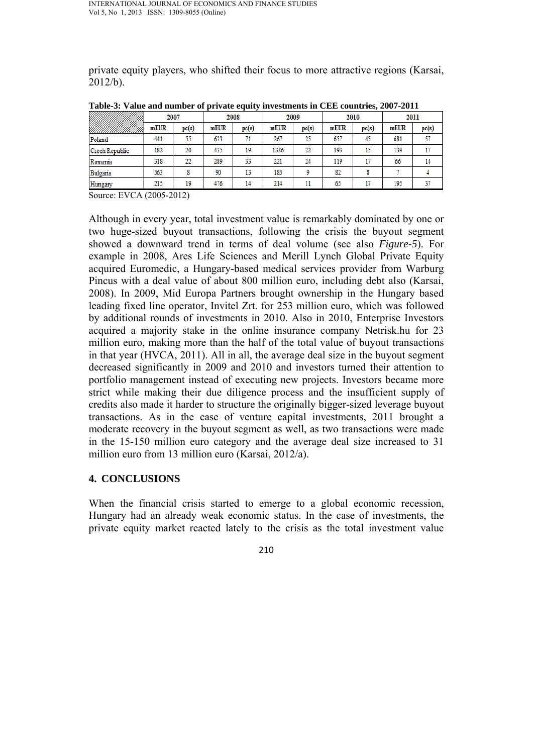private equity players, who shifted their focus to more attractive regions (Karsai, 2012/b).

**Table-3: Value and number of private equity investments in CEE countries, 2007-2011**

| | 2007 | | 2008 | | 2009 | | 2010 | | 2011 | |
|---|---|---|---|---|---|---|---|---|---|---|
| | mEUR | pc(s) | mEUR | pc(s) | mEUR | pc(s) | mEUR | pc(s) | mEUR | pc(s) |
| Poland | 441 | 55 | 633 | 71 | 267 | 25 | 657 | 45 | 681 | 57 |
| Czech Republic | 182 | 20 | 435 | 19 | 1386 | 22 | 193 | 15 | 139 | 17 |
| Romania | 318 | 22 | 289 | 33 | 221 | 24 | 119 | 17 | 66 | 14 |
| Bulgaria | 563 | 8 | 90 | 13 | 185 | 9 | 82 | 8 | 7 | 4 |
| Hungary | 215 | 19 | 476 | 14 | 214 | 11 | 65 | 17 | 195 | 37 |

Source: EVCA (2005-2012)

Although in every year, total investment value is remarkably dominated by one or two huge-sized buyout transactions, following the crisis the buyout segment showed a downward trend in terms of deal volume (see also *Figure-5*). For example in 2008, Ares Life Sciences and Merill Lynch Global Private Equity acquired Euromedic, a Hungary-based medical services provider from Warburg Pincus with a deal value of about 800 million euro, including debt also (Karsai, 2008). In 2009, Mid Europa Partners brought ownership in the Hungary based leading fixed line operator, Invitel Zrt. for 253 million euro, which was followed by additional rounds of investments in 2010. Also in 2010, Enterprise Investors acquired a majority stake in the online insurance company Netrisk.hu for 23 million euro, making more than the half of the total value of buyout transactions in that year (HVCA, 2011). All in all, the average deal size in the buyout segment decreased significantly in 2009 and 2010 and investors turned their attention to portfolio management instead of executing new projects. Investors became more strict while making their due diligence process and the insufficient supply of credits also made it harder to structure the originally bigger-sized leverage buyout transactions. As in the case of venture capital investments, 2011 brought a moderate recovery in the buyout segment as well, as two transactions were made in the 15-150 million euro category and the average deal size increased to 31 million euro from 13 million euro (Karsai, 2012/a).

## 4. CONCLUSIONS

When the financial crisis started to emerge to a global economic recession, Hungary had an already weak economic status. In the case of investments, the private equity market reacted lately to the crisis as the total investment value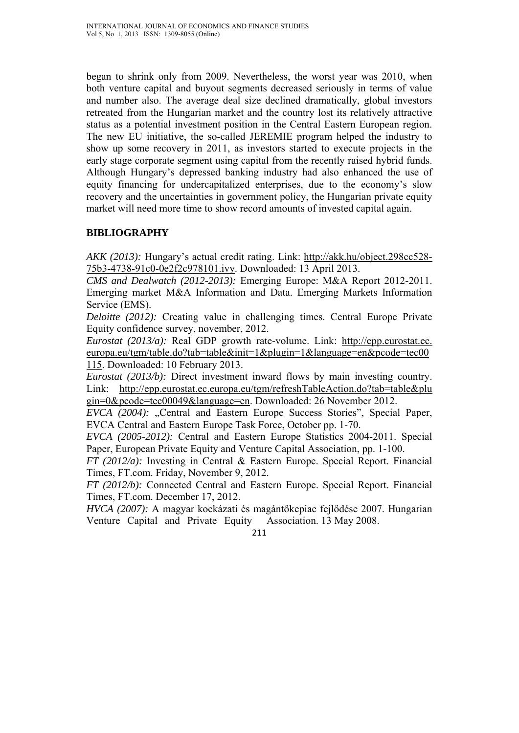began to shrink only from 2009. Nevertheless, the worst year was 2010, when both venture capital and buyout segments decreased seriously in terms of value and number also. The average deal size declined dramatically, global investors retreated from the Hungarian market and the country lost its relatively attractive status as a potential investment position in the Central Eastern European region. The new EU initiative, the so-called JEREMIE program helped the industry to show up some recovery in 2011, as investors started to execute projects in the early stage corporate segment using capital from the recently raised hybrid funds. Although Hungary's depressed banking industry had also enhanced the use of equity financing for undercapitalized enterprises, due to the economy's slow recovery and the uncertainties in government policy, the Hungarian private equity market will need more time to show record amounts of invested capital again.

## BIBLIOGRAPHY

*AKK (2013):* Hungary's actual credit rating. Link: http://akk.hu/object.298cc528-75b3-4738-91c0-0e2f2c978101.ivy. Downloaded: 13 April 2013.

*CMS and Dealwatch (2012-2013):* Emerging Europe: M&A Report 2012-2011. Emerging market M&A Information and Data. Emerging Markets Information Service (EMS).

*Deloitte (2012):* Creating value in challenging times. Central Europe Private Equity confidence survey, november, 2012.

*Eurostat (2013/a):* Real GDP growth rate-volume. Link: http://epp.eurostat.ec.europa.eu/tgm/table.do?tab=table&init=1&plugin=1&language=en&pcode=tec00115. Downloaded: 10 February 2013.

*Eurostat (2013/b):* Direct investment inward flows by main investing country. Link: http://epp.eurostat.ec.europa.eu/tgm/refreshTableAction.do?tab=table&plugin=0&pcode=tec00049&language=en. Downloaded: 26 November 2012.

*EVCA (2004):* „Central and Eastern Europe Success Stories", Special Paper, EVCA Central and Eastern Europe Task Force, October pp. 1-70.

*EVCA (2005-2012):* Central and Eastern Europe Statistics 2004-2011. Special Paper, European Private Equity and Venture Capital Association, pp. 1-100.

*FT (2012/a):* Investing in Central & Eastern Europe. Special Report. Financial Times, FT.com. Friday, November 9, 2012.

*FT (2012/b):* Connected Central and Eastern Europe. Special Report. Financial Times, FT.com. December 17, 2012.

*HVCA (2007):* A magyar kockázati és magántőkepiac fejlődése 2007. Hungarian Venture Capital and Private Equity Association. 13 May 2008.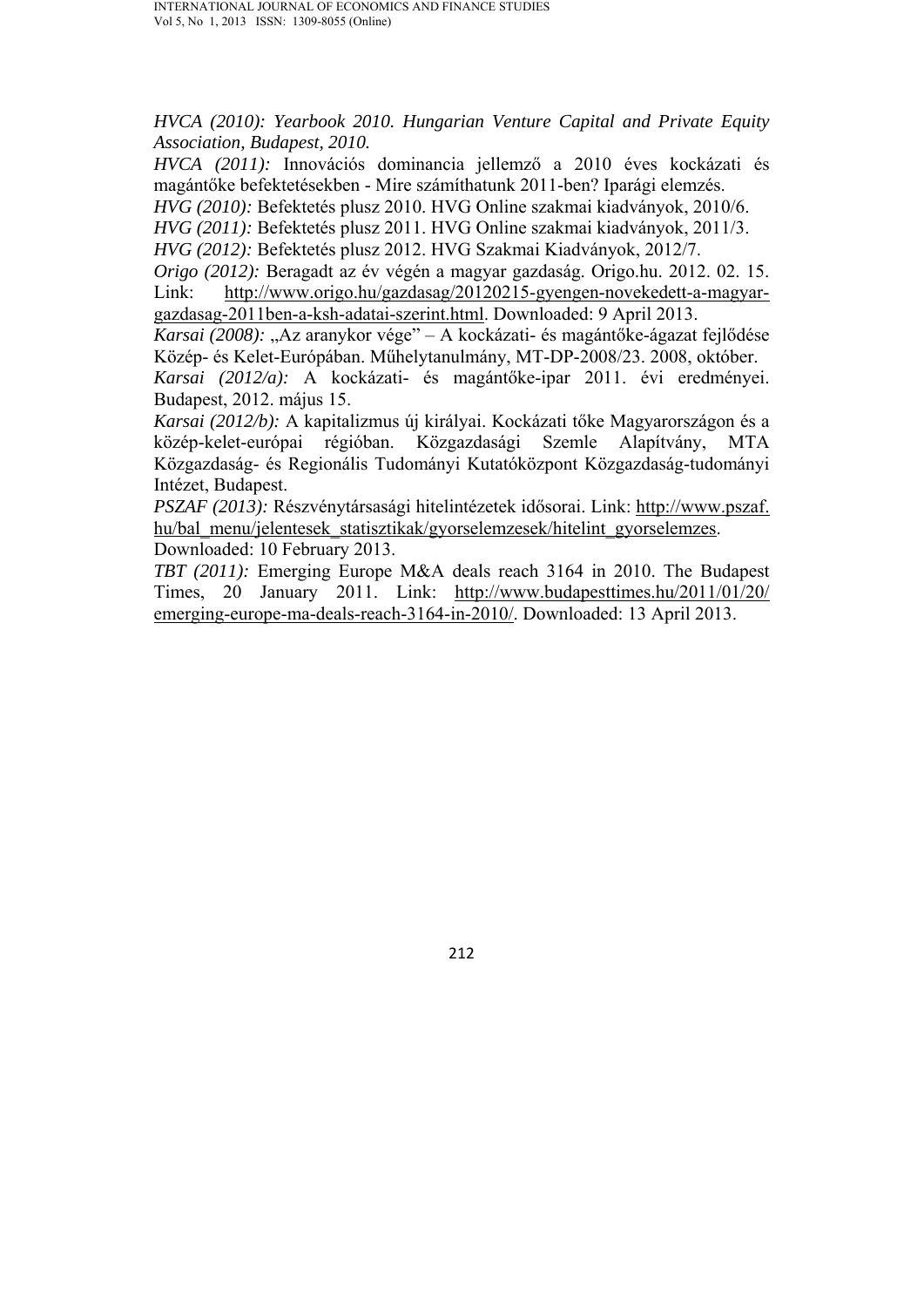*HVCA (2010): Yearbook 2010. Hungarian Venture Capital and Private Equity Association, Budapest, 2010.*

*HVCA (2011):* Innovációs dominancia jellemző a 2010 éves kockázati és magántőke befektetésekben - Mire számíthatunk 2011-ben? Iparági elemzés.

*HVG (2010):* Befektetés plusz 2010. HVG Online szakmai kiadványok, 2010/6.

*HVG (2011):* Befektetés plusz 2011. HVG Online szakmai kiadványok, 2011/3.

*HVG (2012):* Befektetés plusz 2012. HVG Szakmai Kiadványok, 2012/7.

*Origo (2012):* Beragadt az év végén a magyar gazdaság. Origo.hu. 2012. 02. 15. Link: http://www.origo.hu/gazdasag/20120215-gyengen-novekedett-a-magyar-gazdasag-2011ben-a-ksh-adatai-szerint.html. Downloaded: 9 April 2013.

*Karsai (2008):* „Az aranykor vége" – A kockázati- és magántőke-ágazat fejlődése Közép- és Kelet-Európában. Műhelytanulmány, MT-DP-2008/23. 2008, október.

*Karsai (2012/a):* A kockázati- és magántőke-ipar 2011. évi eredményei. Budapest, 2012. május 15.

*Karsai (2012/b):* A kapitalizmus új királyai. Kockázati tőke Magyarországon és a közép-kelet-európai régióban. Közgazdasági Szemle Alapítvány, MTA Közgazdaság- és Regionális Tudományi Kutatóközpont Közgazdaság-tudományi Intézet, Budapest.

*PSZAF (2013):* Részvénytársasági hitelintézetek idősorai. Link: http://www.pszaf.hu/bal_menu/jelentesek_statisztikak/gyorselemzesek/hitelint_gyorselemzes. Downloaded: 10 February 2013.

*TBT (2011):* Emerging Europe M&A deals reach 3164 in 2010. The Budapest Times, 20 January 2011. Link: http://www.budapesttimes.hu/2011/01/20/emerging-europe-ma-deals-reach-3164-in-2010/. Downloaded: 13 April 2013.